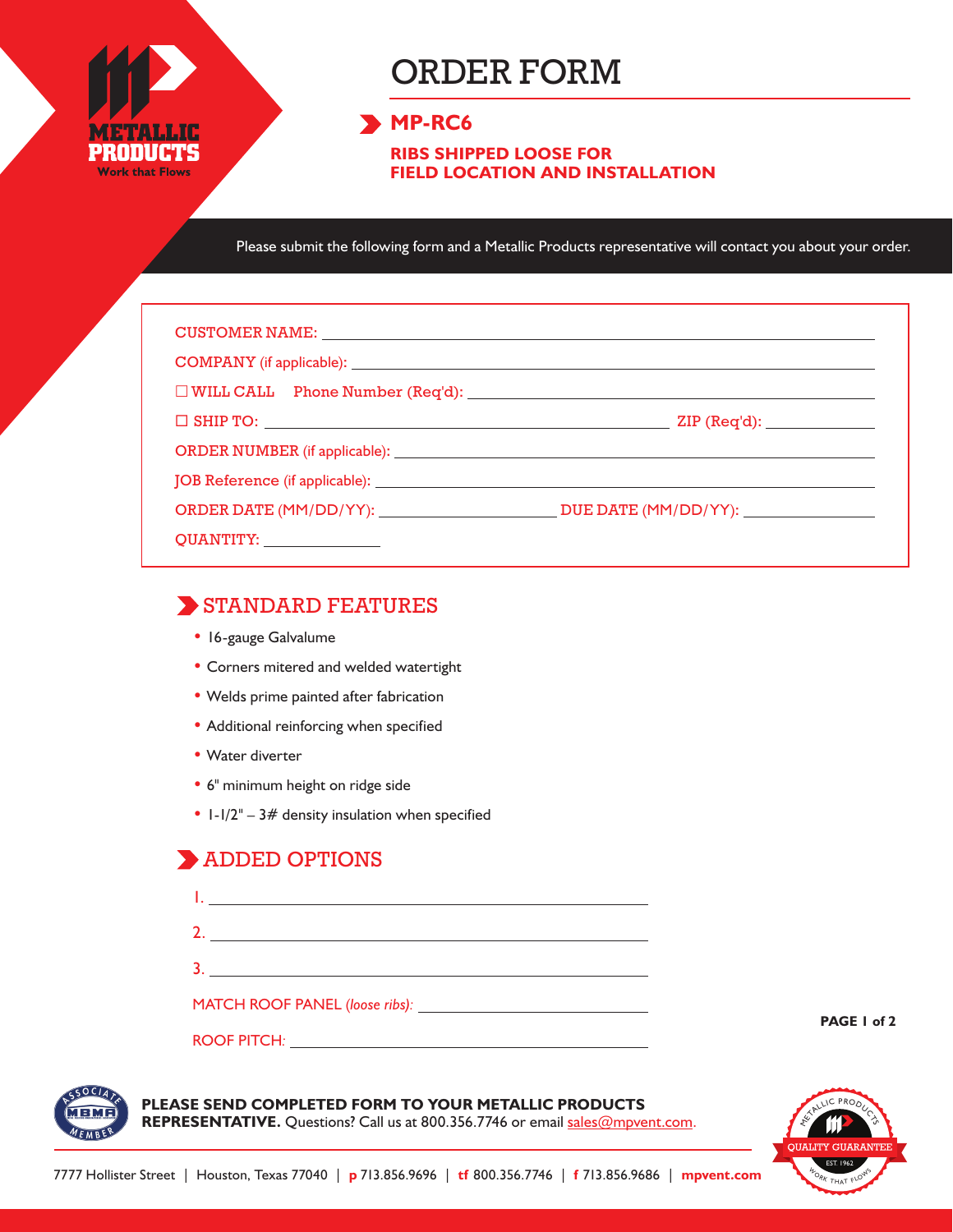METALLIC PRODUCTS
Work that Flows

# ORDER FORM

## MP-RC6

**RIBS SHIPPED LOOSE FOR FIELD LOCATION AND INSTALLATION**

Please submit the following form and a Metallic Products representative will contact you about your order.

CUSTOMER NAME: ______________________________

COMPANY (if applicable): ______________________________

☐ WILL CALL  Phone Number (Req'd): ______________________________

☐ SHIP TO: ______________________________ ZIP (Req'd): ____________

ORDER NUMBER (if applicable): ______________________________

JOB Reference (if applicable): ______________________________

ORDER DATE (MM/DD/YY): ____________ DUE DATE (MM/DD/YY): ____________

QUANTITY: ____________

## STANDARD FEATURES

- 16-gauge Galvalume
- Corners mitered and welded watertight
- Welds prime painted after fabrication
- Additional reinforcing when specified
- Water diverter
- 6" minimum height on ridge side
- 1-1/2" – 3# density insulation when specified

## ADDED OPTIONS

1. ______________________________
2. ______________________________
3. ______________________________

MATCH ROOF PANEL *(loose ribs)*: ______________________________

ROOF PITCH: ______________________________

**PLEASE SEND COMPLETED FORM TO YOUR METALLIC PRODUCTS REPRESENTATIVE.** Questions? Call us at 800.356.7746 or email sales@mpvent.com.

7777 Hollister Street | Houston, Texas 77040 | **p** 713.856.9696 | **tf** 800.356.7746 | **f** 713.856.9686 | **mpvent.com**

METALLIC PRODUCTS QUALITY GUARANTEE EST 1962 WORK THAT FLOWS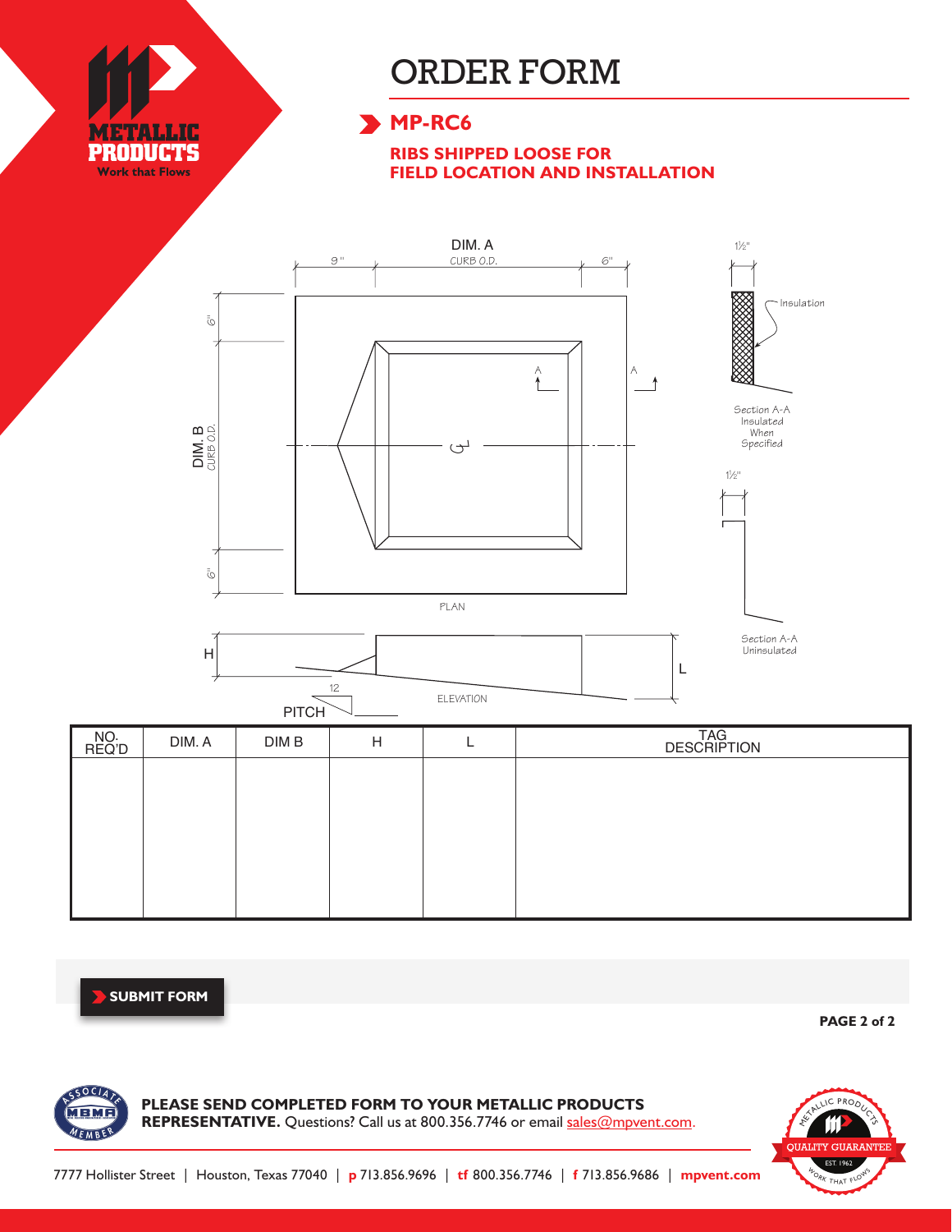METALLIC PRODUCTS
Work that Flows

# ORDER FORM

## MP-RC6

### RIBS SHIPPED LOOSE FOR FIELD LOCATION AND INSTALLATION

DIM. A
9"
CURB O.D.
6"
1½"
Insulation
A
A
Section A-A Insulated When Specified
DIM. B
CURB O.D.
6"
6"
℄
1½"
PLAN
Section A-A Uninsulated
H
L
12
PITCH
ELEVATION

| NO. REQ'D | DIM. A | DIM B | H | L | TAG DESCRIPTION |
|---|---|---|---|---|---|
| | | | | | |

SUBMIT FORM

**PLEASE SEND COMPLETED FORM TO YOUR METALLIC PRODUCTS REPRESENTATIVE.** Questions? Call us at 800.356.7746 or email sales@mpvent.com.

7777 Hollister Street | Houston, Texas 77040 | p 713.856.9696 | tf 800.356.7746 | f 713.856.9686 | mpvent.com